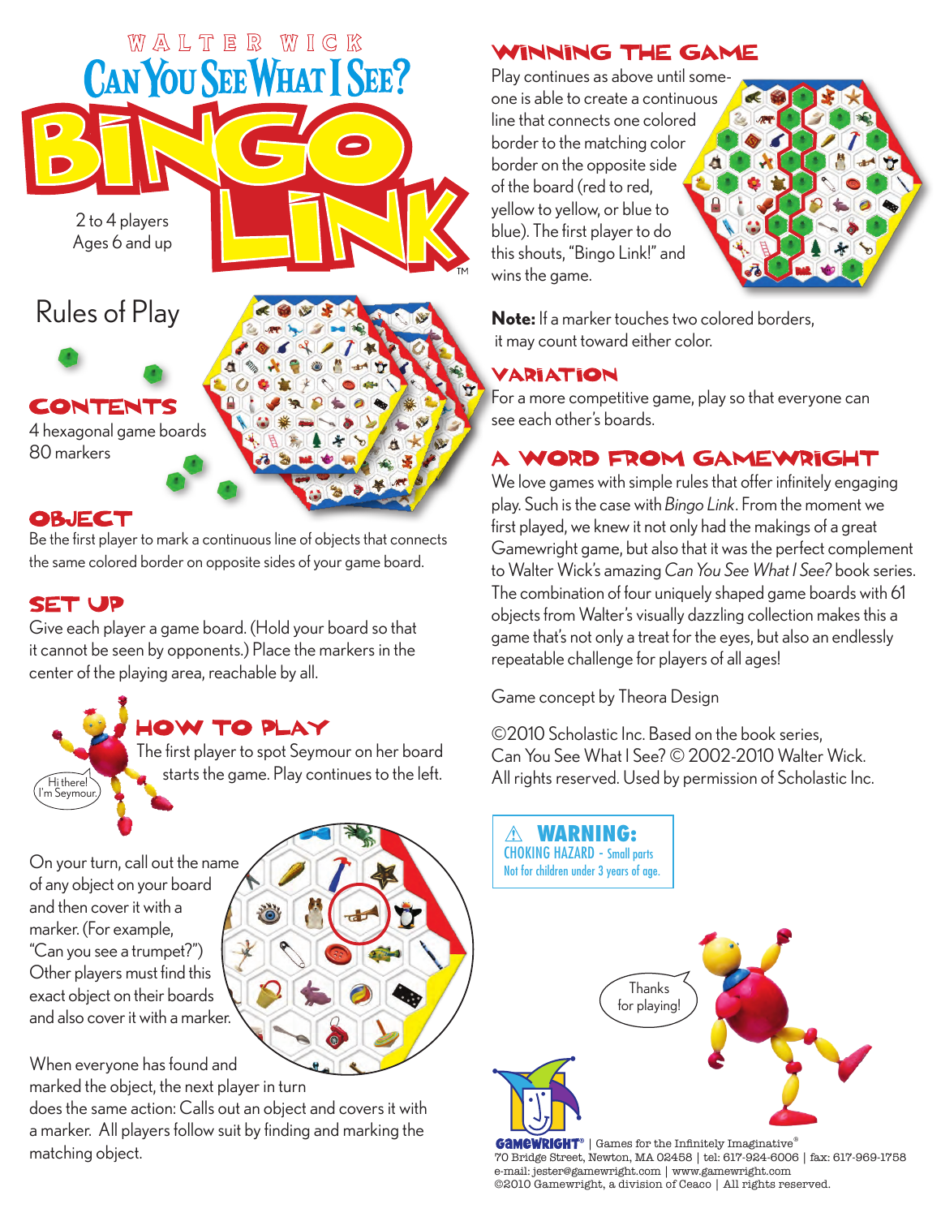WALTER WICK

# Can You See What I See? BINGO LINK™

2 to 4 players
Ages 6 and up

## Rules of Play

### CONTENTS

4 hexagonal game boards
80 markers

### OBJECT

Be the first player to mark a continuous line of objects that connects the same colored border on opposite sides of your game board.

### SET UP

Give each player a game board. (Hold your board so that it cannot be seen by opponents.) Place the markers in the center of the playing area, reachable by all.

Hi there! I'm Seymour.

### HOW TO PLAY

The first player to spot Seymour on her board starts the game. Play continues to the left.

On your turn, call out the name of any object on your board and then cover it with a marker. (For example, "Can you see a trumpet?") Other players must find this exact object on their boards and also cover it with a marker.

When everyone has found and marked the object, the next player in turn does the same action: Calls out an object and covers it with a marker. All players follow suit by finding and marking the matching object.

### WINNING THE GAME

Play continues as above until someone is able to create a continuous line that connects one colored border to the matching color border on the opposite side of the board (red to red, yellow to yellow, or blue to blue). The first player to do this shouts, "Bingo Link!" and wins the game.

**Note:** If a marker touches two colored borders, it may count toward either color.

### VARIATION

For a more competitive game, play so that everyone can see each other's boards.

### A WORD FROM GAMEWRIGHT

We love games with simple rules that offer infinitely engaging play. Such is the case with *Bingo Link*. From the moment we first played, we knew it not only had the makings of a great Gamewright game, but also that it was the perfect complement to Walter Wick's amazing *Can You See What I See?* book series. The combination of four uniquely shaped game boards with 61 objects from Walter's visually dazzling collection makes this a game that's not only a treat for the eyes, but also an endlessly repeatable challenge for players of all ages!

Game concept by Theora Design

©2010 Scholastic Inc. Based on the book series, Can You See What I See? © 2002-2010 Walter Wick. All rights reserved. Used by permission of Scholastic Inc.

⚠ **WARNING:**
CHOKING HAZARD - Small parts
Not for children under 3 years of age.

Thanks for playing!

GAMEWRIGHT® | Games for the Infinitely Imaginative®
70 Bridge Street, Newton, MA 02458 | tel: 617-924-6006 | fax: 617-969-1758
e-mail: jester@gamewright.com | www.gamewright.com
©2010 Gamewright, a division of Ceaco | All rights reserved.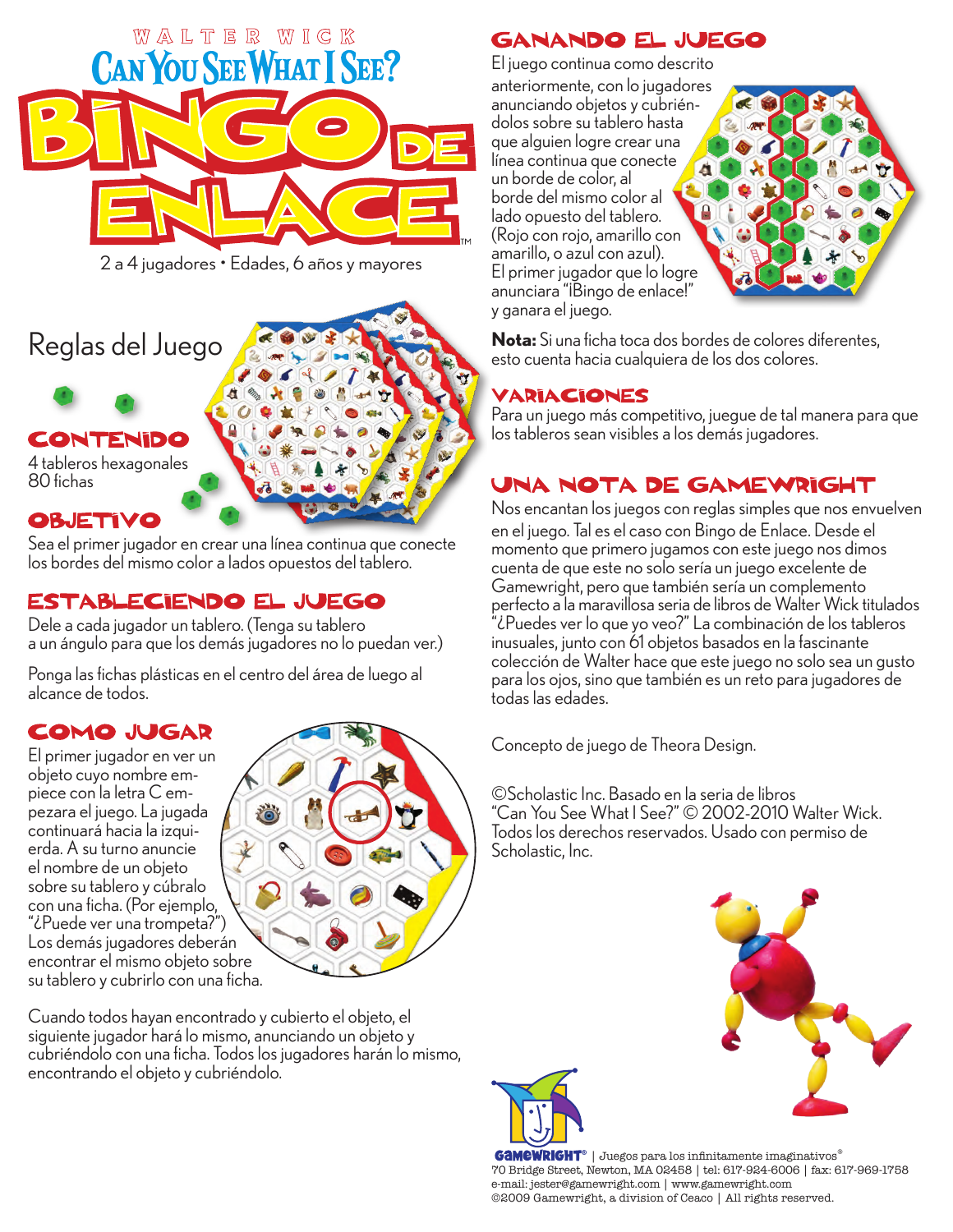WALTER WICK

# Can You See What I See? BINGO DE ENLACE™

2 a 4 jugadores • Edades, 6 años y mayores

## Reglas del Juego

### CONTENIDO

4 tableros hexagonales
80 fichas

### OBJETIVO

Sea el primer jugador en crear una línea continua que conecte los bordes del mismo color a lados opuestos del tablero.

### ESTABLECIENDO EL JUEGO

Dele a cada jugador un tablero. (Tenga su tablero a un ángulo para que los demás jugadores no lo puedan ver.)

Ponga las fichas plásticas en el centro del área de luego al alcance de todos.

### COMO JUGAR

El primer jugador en ver un objeto cuyo nombre empiece con la letra C empezara el juego. La jugada continuará hacia la izquierda. A su turno anuncie el nombre de un objeto sobre su tablero y cúbralo con una ficha. (Por ejemplo, "¿Puede ver una trompeta?") Los demás jugadores deberán encontrar el mismo objeto sobre su tablero y cubrirlo con una ficha.

Cuando todos hayan encontrado y cubierto el objeto, el siguiente jugador hará lo mismo, anunciando un objeto y cubriéndolo con una ficha. Todos los jugadores harán lo mismo, encontrando el objeto y cubriéndolo.

### GANANDO EL JUEGO

El juego continua como descrito anteriormente, con lo jugadores anunciando objetos y cubriéndolos sobre su tablero hasta que alguien logre crear una línea continua que conecte un borde de color, al borde del mismo color al lado opuesto del tablero. (Rojo con rojo, amarillo con amarillo, o azul con azul). El primer jugador que lo logre anunciara "¡Bingo de enlace!" y ganara el juego.

**Nota:** Si una ficha toca dos bordes de colores diferentes, esto cuenta hacia cualquiera de los dos colores.

### VARIACIONES

Para un juego más competitivo, juegue de tal manera para que los tableros sean visibles a los demás jugadores.

### UNA NOTA DE GAMEWRIGHT

Nos encantan los juegos con reglas simples que nos envuelven en el juego. Tal es el caso con Bingo de Enlace. Desde el momento que primero jugamos con este juego nos dimos cuenta de que este no solo sería un juego excelente de Gamewright, pero que también sería un complemento perfecto a la maravillosa seria de libros de Walter Wick titulados "¿Puedes ver lo que yo veo?" La combinación de los tableros inusuales, junto con 61 objetos basados en la fascinante colección de Walter hace que este juego no solo sea un gusto para los ojos, sino que también es un reto para jugadores de todas las edades.

Concepto de juego de Theora Design.

©Scholastic Inc. Basado en la seria de libros "Can You See What I See?" © 2002-2010 Walter Wick. Todos los derechos reservados. Usado con permiso de Scholastic, Inc.

GAMEWRIGHT® | Juegos para los infinitamente imaginativos®
70 Bridge Street, Newton, MA 02458 | tel: 617-924-6006 | fax: 617-969-1758
e-mail: jester@gamewright.com | www.gamewright.com
©2009 Gamewright, a division of Ceaco | All rights reserved.